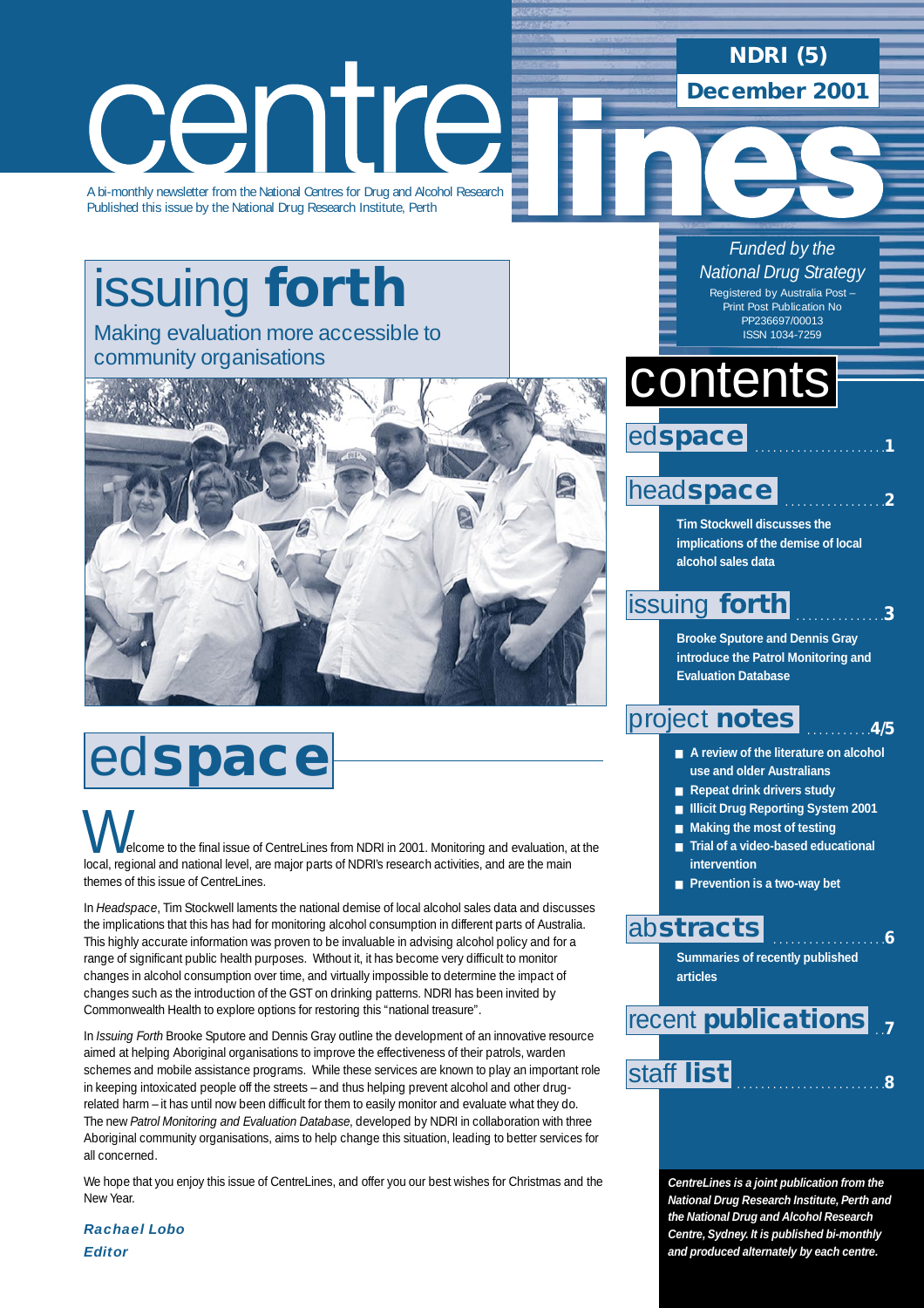# centrelines

NDRI (5)

December 2001

A bi-monthly newsletter from the National Centres for Drug and Alcohol Research
Published this issue by the National Drug Research Institute, Perth

*Funded by the National Drug Strategy*

Registered by Australia Post – Print Post Publication No PP236697/00013
ISSN 1034-7259

## issuing **forth**

Making evaluation more accessible to community organisations

## contents

**edspace** .....1

**headspace** .....2

Tim Stockwell discusses the implications of the demise of local alcohol sales data

**issuing forth** .....3

Brooke Sputore and Dennis Gray introduce the Patrol Monitoring and Evaluation Database

**project notes** .....4/5

- A review of the literature on alcohol use and older Australians
- Repeat drink drivers study
- Illicit Drug Reporting System 2001
- Making the most of testing
- Trial of a video-based educational intervention
- Prevention is a two-way bet

**abstracts** .....6

Summaries of recently published articles

**recent publications** .....7

**staff list** .....8

*CentreLines is a joint publication from the National Drug Research Institute, Perth and the National Drug and Alcohol Research Centre, Sydney. It is published bi-monthly and produced alternately by each centre.*

## ed**space**

Welcome to the final issue of CentreLines from NDRI in 2001. Monitoring and evaluation, at the local, regional and national level, are major parts of NDRI's research activities, and are the main themes of this issue of CentreLines.

In *Headspace*, Tim Stockwell laments the national demise of local alcohol sales data and discusses the implications that this has had for monitoring alcohol consumption in different parts of Australia. This highly accurate information was proven to be invaluable in advising alcohol policy and for a range of significant public health purposes. Without it, it has become very difficult to monitor changes in alcohol consumption over time, and virtually impossible to determine the impact of changes such as the introduction of the GST on drinking patterns. NDRI has been invited by Commonwealth Health to explore options for restoring this "national treasure".

In *Issuing Forth* Brooke Sputore and Dennis Gray outline the development of an innovative resource aimed at helping Aboriginal organisations to improve the effectiveness of their patrols, warden schemes and mobile assistance programs. While these services are known to play an important role in keeping intoxicated people off the streets – and thus helping prevent alcohol and other drug-related harm – it has until now been difficult for them to easily monitor and evaluate what they do. The new *Patrol Monitoring and Evaluation Database*, developed by NDRI in collaboration with three Aboriginal community organisations, aims to help change this situation, leading to better services for all concerned.

We hope that you enjoy this issue of CentreLines, and offer you our best wishes for Christmas and the New Year.

***Rachael Lobo***
***Editor***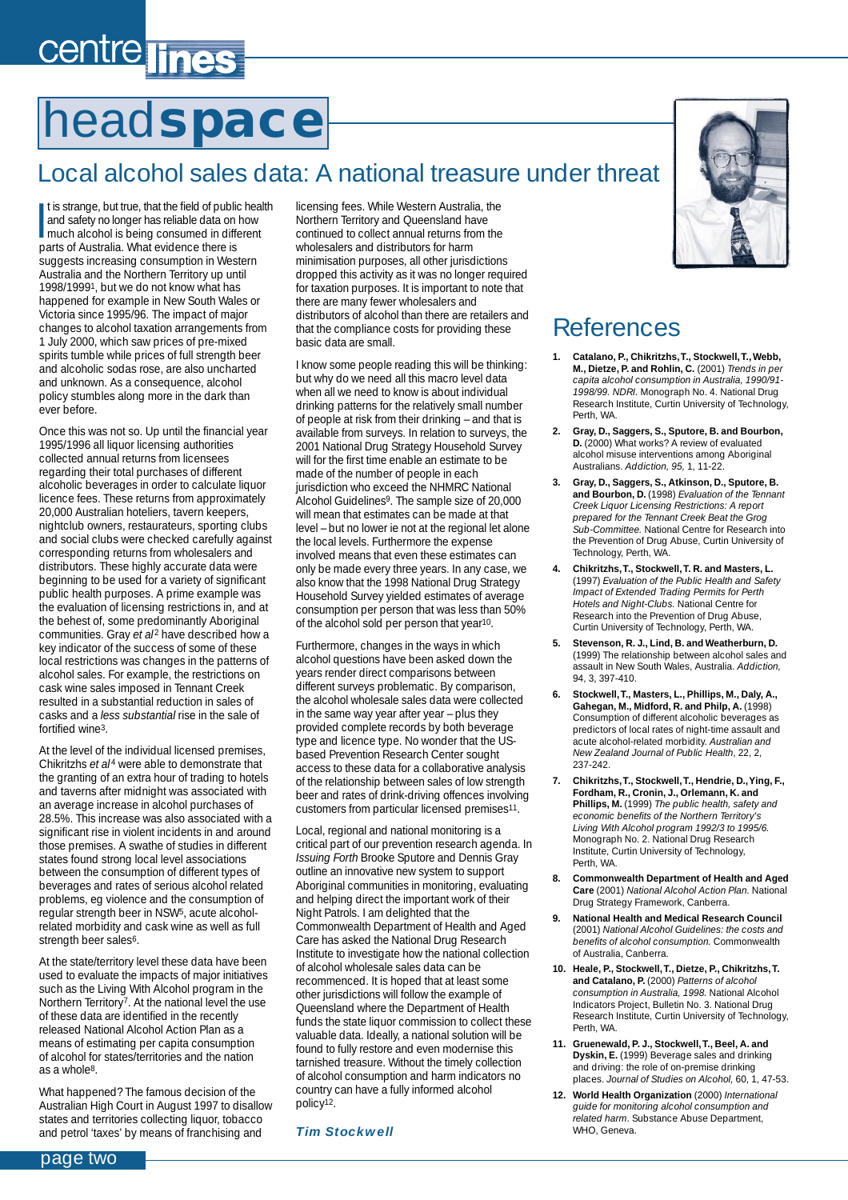# headspace

## Local alcohol sales data: A national treasure under threat

It is strange, but true, that the field of public health and safety no longer has reliable data on how much alcohol is being consumed in different parts of Australia. What evidence there is suggests increasing consumption in Western Australia and the Northern Territory up until 1998/1999[1], but we do not know what has happened for example in New South Wales or Victoria since 1995/96. The impact of major changes to alcohol taxation arrangements from 1 July 2000, which saw prices of pre-mixed spirits tumble while prices of full strength beer and alcoholic sodas rose, are also uncharted and unknown. As a consequence, alcohol policy stumbles along more in the dark than ever before.

Once this was not so. Up until the financial year 1995/1996 all liquor licensing authorities collected annual returns from licensees regarding their total purchases of different alcoholic beverages in order to calculate liquor licence fees. These returns from approximately 20,000 Australian hoteliers, tavern keepers, nightclub owners, restaurateurs, sporting clubs and social clubs were checked carefully against corresponding returns from wholesalers and distributors. These highly accurate data were beginning to be used for a variety of significant public health purposes. A prime example was the evaluation of licensing restrictions in, and at the behest of, some predominantly Aboriginal communities. Gray *et al*[2] have described how a key indicator of the success of some of these local restrictions was changes in the patterns of alcohol sales. For example, the restrictions on cask wine sales imposed in Tennant Creek resulted in a substantial reduction in sales of casks and a *less substantial* rise in the sale of fortified wine[3].

At the level of the individual licensed premises, Chikritzhs *et al*[4] were able to demonstrate that the granting of an extra hour of trading to hotels and taverns after midnight was associated with an average increase in alcohol purchases of 28.5%. This increase was also associated with a significant rise in violent incidents in and around those premises. A swathe of studies in different states found strong local level associations between the consumption of different types of beverages and rates of serious alcohol related problems, eg violence and the consumption of regular strength beer in NSW[5], acute alcohol-related morbidity and cask wine as well as full strength beer sales[6].

At the state/territory level these data have been used to evaluate the impacts of major initiatives such as the Living With Alcohol program in the Northern Territory[7]. At the national level the use of these data are identified in the recently released National Alcohol Action Plan as a means of estimating per capita consumption of alcohol for states/territories and the nation as a whole[8].

What happened? The famous decision of the Australian High Court in August 1997 to disallow states and territories collecting liquor, tobacco and petrol 'taxes' by means of franchising and licensing fees. While Western Australia, the Northern Territory and Queensland have continued to collect annual returns from the wholesalers and distributors for harm minimisation purposes, all other jurisdictions dropped this activity as it was no longer required for taxation purposes. It is important to note that there are many fewer wholesalers and distributors of alcohol than there are retailers and that the compliance costs for providing these basic data are small.

I know some people reading this will be thinking: but why do we need all this macro level data when all we need to know is about individual drinking patterns for the relatively small number of people at risk from their drinking – and that is available from surveys. In relation to surveys, the 2001 National Drug Strategy Household Survey will for the first time enable an estimate to be made of the number of people in each jurisdiction who exceed the NHMRC National Alcohol Guidelines[9]. The sample size of 20,000 will mean that estimates can be made at that level – but no lower ie not at the regional let alone the local levels. Furthermore the expense involved means that even these estimates can only be made every three years. In any case, we also know that the 1998 National Drug Strategy Household Survey yielded estimates of average consumption per person that was less than 50% of the alcohol sold per person that year[10].

Furthermore, changes in the ways in which alcohol questions have been asked down the years render direct comparisons between different surveys problematic. By comparison, the alcohol wholesale sales data were collected in the same way year after year – plus they provided complete records by both beverage type and licence type. No wonder that the US-based Prevention Research Center sought access to these data for a collaborative analysis of the relationship between sales of low strength beer and rates of drink-driving offences involving customers from particular licensed premises[11].

Local, regional and national monitoring is a critical part of our prevention research agenda. In *Issuing Forth* Brooke Sputore and Dennis Gray outline an innovative new system to support Aboriginal communities in monitoring, evaluating and helping direct the important work of their Night Patrols. I am delighted that the Commonwealth Department of Health and Aged Care has asked the National Drug Research Institute to investigate how the national collection of alcohol wholesale sales data can be recommenced. It is hoped that at least some other jurisdictions will follow the example of Queensland where the Department of Health funds the state liquor commission to collect these valuable data. Ideally, a national solution will be found to fully restore and even modernise this tarnished treasure. Without the timely collection of alcohol consumption and harm indicators no country can have a fully informed alcohol policy[12].

***Tim Stockwell***

## References

1. **Catalano, P., Chikritzhs, T., Stockwell, T., Webb, M., Dietze, P. and Rohlin, C.** (2001) *Trends in per capita alcohol consumption in Australia, 1990/91-1998/99. NDRI.* Monograph No. 4. National Drug Research Institute, Curtin University of Technology, Perth, WA.
2. **Gray, D., Saggers, S., Sputore, B. and Bourbon, D.** (2000) What works? A review of evaluated alcohol misuse interventions among Aboriginal Australians. *Addiction, 95,* 1, 11-22.
3. **Gray, D., Saggers, S., Atkinson, D., Sputore, B. and Bourbon, D.** (1998) *Evaluation of the Tennant Creek Liquor Licensing Restrictions: A report prepared for the Tennant Creek Beat the Grog Sub-Committee.* National Centre for Research into the Prevention of Drug Abuse, Curtin University of Technology, Perth, WA.
4. **Chikritzhs, T., Stockwell, T. R. and Masters, L.** (1997) *Evaluation of the Public Health and Safety Impact of Extended Trading Permits for Perth Hotels and Night-Clubs.* National Centre for Research into the Prevention of Drug Abuse, Curtin University of Technology, Perth, WA.
5. **Stevenson, R. J., Lind, B. and Weatherburn, D.** (1999) The relationship between alcohol sales and assault in New South Wales, Australia. *Addiction,* 94, 3, 397-410.
6. **Stockwell, T., Masters, L., Phillips, M., Daly, A., Gahegan, M., Midford, R. and Philp, A.** (1998) Consumption of different alcoholic beverages as predictors of local rates of night-time assault and acute alcohol-related morbidity. *Australian and New Zealand Journal of Public Health,* 22, 2, 237-242.
7. **Chikritzhs, T., Stockwell, T., Hendrie, D., Ying, F., Fordham, R., Cronin, J., Orlemann, K. and Phillips, M.** (1999) *The public health, safety and economic benefits of the Northern Territory's Living With Alcohol program 1992/3 to 1995/6.* Monograph No. 2. National Drug Research Institute, Curtin University of Technology, Perth, WA.
8. **Commonwealth Department of Health and Aged Care** (2001) *National Alcohol Action Plan.* National Drug Strategy Framework, Canberra.
9. **National Health and Medical Research Council** (2001) *National Alcohol Guidelines: the costs and benefits of alcohol consumption.* Commonwealth of Australia, Canberra.
10. **Heale, P., Stockwell, T., Dietze, P., Chikritzhs, T. and Catalano, P.** (2000) *Patterns of alcohol consumption in Australia, 1998.* National Alcohol Indicators Project, Bulletin No. 3. National Drug Research Institute, Curtin University of Technology, Perth, WA.
11. **Gruenewald, P. J., Stockwell, T., Beel, A. and Dyskin, E.** (1999) Beverage sales and drinking and driving: the role of on-premise drinking places. *Journal of Studies on Alcohol,* 60, 1, 47-53.
12. **World Health Organization** (2000) *International guide for monitoring alcohol consumption and related harm.* Substance Abuse Department, WHO, Geneva.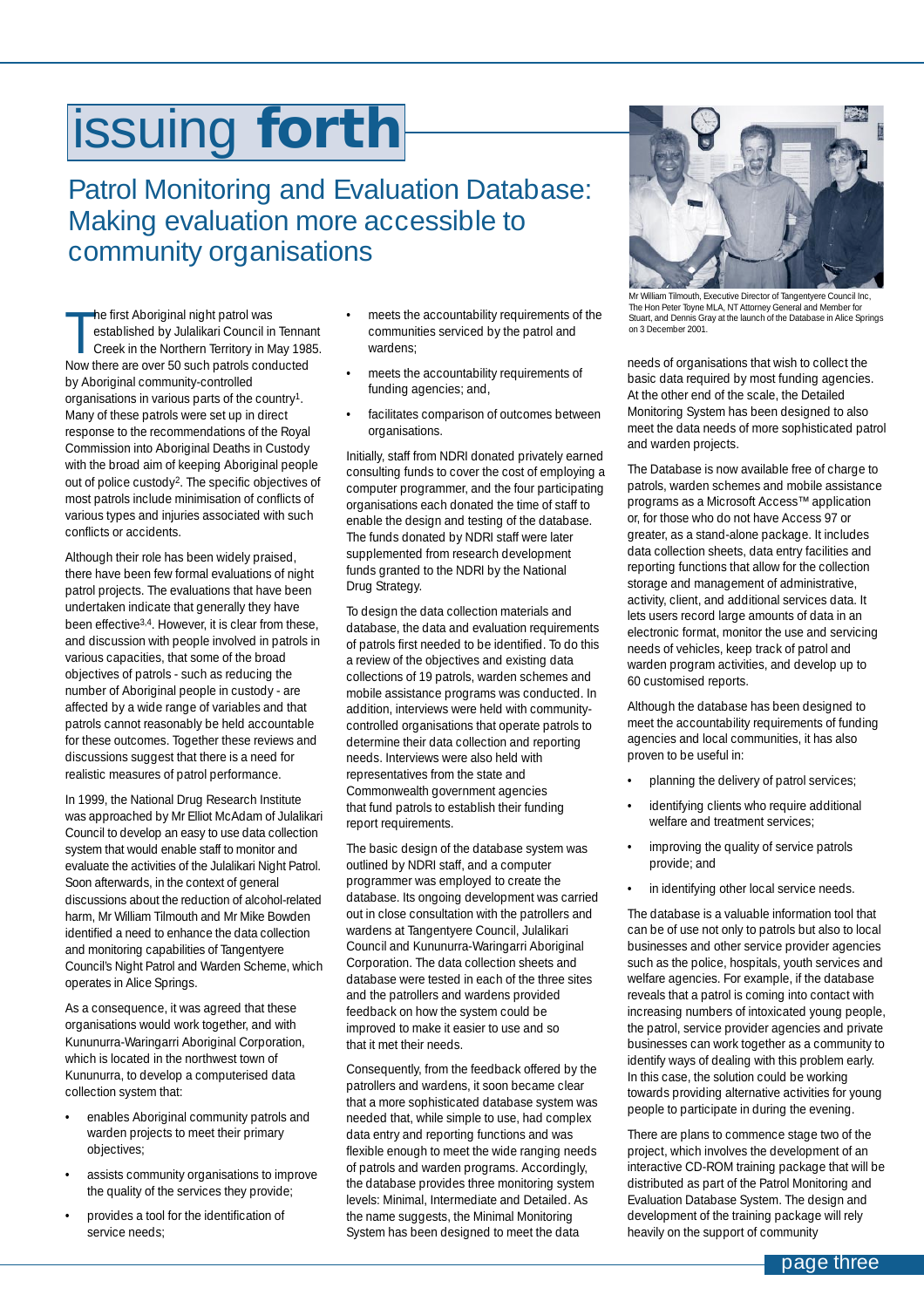# issuing forth

## Patrol Monitoring and Evaluation Database: Making evaluation more accessible to community organisations

The first Aboriginal night patrol was established by Julalikari Council in Tennant Creek in the Northern Territory in May 1985. Now there are over 50 such patrols conducted by Aboriginal community-controlled organisations in various parts of the country[1]. Many of these patrols were set up in direct response to the recommendations of the Royal Commission into Aboriginal Deaths in Custody with the broad aim of keeping Aboriginal people out of police custody[2]. The specific objectives of most patrols include minimisation of conflicts of various types and injuries associated with such conflicts or accidents.

Although their role has been widely praised, there have been few formal evaluations of night patrol projects. The evaluations that have been undertaken indicate that generally they have been effective[3,4]. However, it is clear from these, and discussion with people involved in patrols in various capacities, that some of the broad objectives of patrols - such as reducing the number of Aboriginal people in custody - are affected by a wide range of variables and that patrols cannot reasonably be held accountable for these outcomes. Together these reviews and discussions suggest that there is a need for realistic measures of patrol performance.

In 1999, the National Drug Research Institute was approached by Mr Elliot McAdam of Julalikari Council to develop an easy to use data collection system that would enable staff to monitor and evaluate the activities of the Julalikari Night Patrol. Soon afterwards, in the context of general discussions about the reduction of alcohol-related harm, Mr William Tilmouth and Mr Mike Bowden identified a need to enhance the data collection and monitoring capabilities of Tangentyere Council's Night Patrol and Warden Scheme, which operates in Alice Springs.

As a consequence, it was agreed that these organisations would work together, and with Kununurra-Waringarri Aboriginal Corporation, which is located in the northwest town of Kununurra, to develop a computerised data collection system that:

- enables Aboriginal community patrols and warden projects to meet their primary objectives;
- assists community organisations to improve the quality of the services they provide;
- provides a tool for the identification of service needs;
- meets the accountability requirements of the communities serviced by the patrol and wardens;
- meets the accountability requirements of funding agencies; and,
- facilitates comparison of outcomes between organisations.

Initially, staff from NDRI donated privately earned consulting funds to cover the cost of employing a computer programmer, and the four participating organisations each donated the time of staff to enable the design and testing of the database. The funds donated by NDRI staff were later supplemented from research development funds granted to the NDRI by the National Drug Strategy.

To design the data collection materials and database, the data and evaluation requirements of patrols first needed to be identified. To do this a review of the objectives and existing data collections of 19 patrols, warden schemes and mobile assistance programs was conducted. In addition, interviews were held with community-controlled organisations that operate patrols to determine their data collection and reporting needs. Interviews were also held with representatives from the state and Commonwealth government agencies that fund patrols to establish their funding report requirements.

The basic design of the database system was outlined by NDRI staff, and a computer programmer was employed to create the database. Its ongoing development was carried out in close consultation with the patrollers and wardens at Tangentyere Council, Julalikari Council and Kununurra-Waringarri Aboriginal Corporation. The data collection sheets and database were tested in each of the three sites and the patrollers and wardens provided feedback on how the system could be improved to make it easier to use and so that it met their needs.

Consequently, from the feedback offered by the patrollers and wardens, it soon became clear that a more sophisticated database system was needed that, while simple to use, had complex data entry and reporting functions and was flexible enough to meet the wide ranging needs of patrols and warden programs. Accordingly, the database provides three monitoring system levels: Minimal, Intermediate and Detailed. As the name suggests, the Minimal Monitoring System has been designed to meet the data needs of organisations that wish to collect the basic data required by most funding agencies. At the other end of the scale, the Detailed Monitoring System has been designed to also meet the data needs of more sophisticated patrol and warden projects.

Mr William Tilmouth, Executive Director of Tangentyere Council Inc, The Hon Peter Toyne MLA, NT Attorney General and Member for Stuart, and Dennis Gray at the launch of the Database in Alice Springs on 3 December 2001.

The Database is now available free of charge to patrols, warden schemes and mobile assistance programs as a Microsoft Access™ application or, for those who do not have Access 97 or greater, as a stand-alone package. It includes data collection sheets, data entry facilities and reporting functions that allow for the collection storage and management of administrative, activity, client, and additional services data. It lets users record large amounts of data in an electronic format, monitor the use and servicing needs of vehicles, keep track of patrol and warden program activities, and develop up to 60 customised reports.

Although the database has been designed to meet the accountability requirements of funding agencies and local communities, it has also proven to be useful in:

- planning the delivery of patrol services;
- identifying clients who require additional welfare and treatment services;
- improving the quality of service patrols provide; and
- in identifying other local service needs.

The database is a valuable information tool that can be of use not only to patrols but also to local businesses and other service provider agencies such as the police, hospitals, youth services and welfare agencies. For example, if the database reveals that a patrol is coming into contact with increasing numbers of intoxicated young people, the patrol, service provider agencies and private businesses can work together as a community to identify ways of dealing with this problem early. In this case, the solution could be working towards providing alternative activities for young people to participate in during the evening.

There are plans to commence stage two of the project, which involves the development of an interactive CD-ROM training package that will be distributed as part of the Patrol Monitoring and Evaluation Database System. The design and development of the training package will rely heavily on the support of community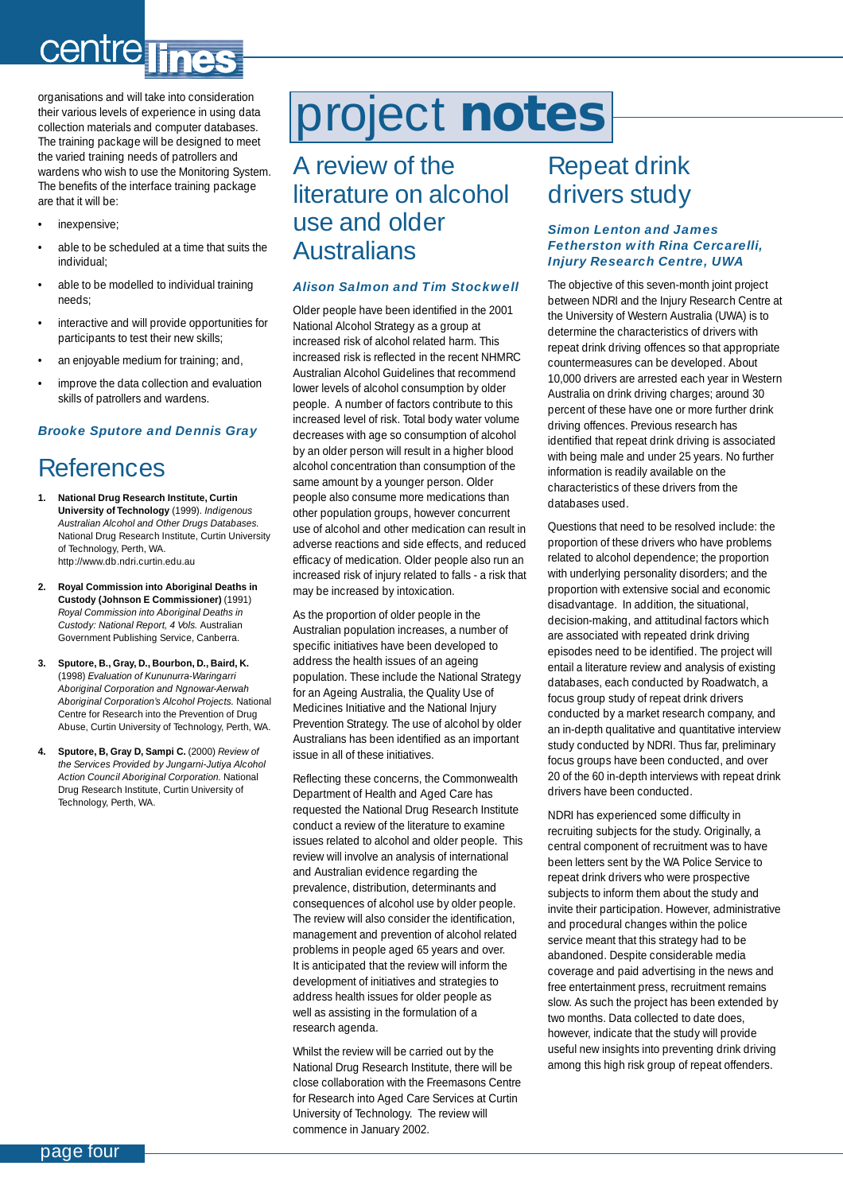organisations and will take into consideration their various levels of experience in using data collection materials and computer databases. The training package will be designed to meet the varied training needs of patrollers and wardens who wish to use the Monitoring System. The benefits of the interface training package are that it will be:

- inexpensive;
- able to be scheduled at a time that suits the individual;
- able to be modelled to individual training needs;
- interactive and will provide opportunities for participants to test their new skills;
- an enjoyable medium for training; and,
- improve the data collection and evaluation skills of patrollers and wardens.

***Brooke Sputore and Dennis Gray***

## References

1. **National Drug Research Institute, Curtin University of Technology** (1999). *Indigenous Australian Alcohol and Other Drugs Databases.* National Drug Research Institute, Curtin University of Technology, Perth, WA. http://www.db.ndri.curtin.edu.au
2. **Royal Commission into Aboriginal Deaths in Custody (Johnson E Commissioner)** (1991) *Royal Commission into Aboriginal Deaths in Custody: National Report, 4 Vols.* Australian Government Publishing Service, Canberra.
3. **Sputore, B., Gray, D., Bourbon, D., Baird, K.** (1998) *Evaluation of Kununurra-Waringarri Aboriginal Corporation and Ngnowar-Aerwah Aboriginal Corporation's Alcohol Projects.* National Centre for Research into the Prevention of Drug Abuse, Curtin University of Technology, Perth, WA.
4. **Sputore, B, Gray D, Sampi C.** (2000) *Review of the Services Provided by Jungarni-Jutiya Alcohol Action Council Aboriginal Corporation.* National Drug Research Institute, Curtin University of Technology, Perth, WA.

# project notes

## A review of the literature on alcohol use and older Australians

***Alison Salmon and Tim Stockwell***

Older people have been identified in the 2001 National Alcohol Strategy as a group at increased risk of alcohol related harm. This increased risk is reflected in the recent NHMRC Australian Alcohol Guidelines that recommend lower levels of alcohol consumption by older people. A number of factors contribute to this increased level of risk. Total body water volume decreases with age so consumption of alcohol by an older person will result in a higher blood alcohol concentration than consumption of the same amount by a younger person. Older people also consume more medications than other population groups, however concurrent use of alcohol and other medication can result in adverse reactions and side effects, and reduced efficacy of medication. Older people also run an increased risk of injury related to falls - a risk that may be increased by intoxication.

As the proportion of older people in the Australian population increases, a number of specific initiatives have been developed to address the health issues of an ageing population. These include the National Strategy for an Ageing Australia, the Quality Use of Medicines Initiative and the National Injury Prevention Strategy. The use of alcohol by older Australians has been identified as an important issue in all of these initiatives.

Reflecting these concerns, the Commonwealth Department of Health and Aged Care has requested the National Drug Research Institute conduct a review of the literature to examine issues related to alcohol and older people. This review will involve an analysis of international and Australian evidence regarding the prevalence, distribution, determinants and consequences of alcohol use by older people. The review will also consider the identification, management and prevention of alcohol related problems in people aged 65 years and over. It is anticipated that the review will inform the development of initiatives and strategies to address health issues for older people as well as assisting in the formulation of a research agenda.

Whilst the review will be carried out by the National Drug Research Institute, there will be close collaboration with the Freemasons Centre for Research into Aged Care Services at Curtin University of Technology. The review will commence in January 2002.

## Repeat drink drivers study

***Simon Lenton and James Fetherston with Rina Cercarelli, Injury Research Centre, UWA***

The objective of this seven-month joint project between NDRI and the Injury Research Centre at the University of Western Australia (UWA) is to determine the characteristics of drivers with repeat drink driving offences so that appropriate countermeasures can be developed. About 10,000 drivers are arrested each year in Western Australia on drink driving charges; around 30 percent of these have one or more further drink driving offences. Previous research has identified that repeat drink driving is associated with being male and under 25 years. No further information is readily available on the characteristics of these drivers from the databases used.

Questions that need to be resolved include: the proportion of these drivers who have problems related to alcohol dependence; the proportion with underlying personality disorders; and the proportion with extensive social and economic disadvantage. In addition, the situational, decision-making, and attitudinal factors which are associated with repeated drink driving episodes need to be identified. The project will entail a literature review and analysis of existing databases, each conducted by Roadwatch, a focus group study of repeat drink drivers conducted by a market research company, and an in-depth qualitative and quantitative interview study conducted by NDRI. Thus far, preliminary focus groups have been conducted, and over 20 of the 60 in-depth interviews with repeat drink drivers have been conducted.

NDRI has experienced some difficulty in recruiting subjects for the study. Originally, a central component of recruitment was to have been letters sent by the WA Police Service to repeat drink drivers who were prospective subjects to inform them about the study and invite their participation. However, administrative and procedural changes within the police service meant that this strategy had to be abandoned. Despite considerable media coverage and paid advertising in the news and free entertainment press, recruitment remains slow. As such the project has been extended by two months. Data collected to date does, however, indicate that the study will provide useful new insights into preventing drink driving among this high risk group of repeat offenders.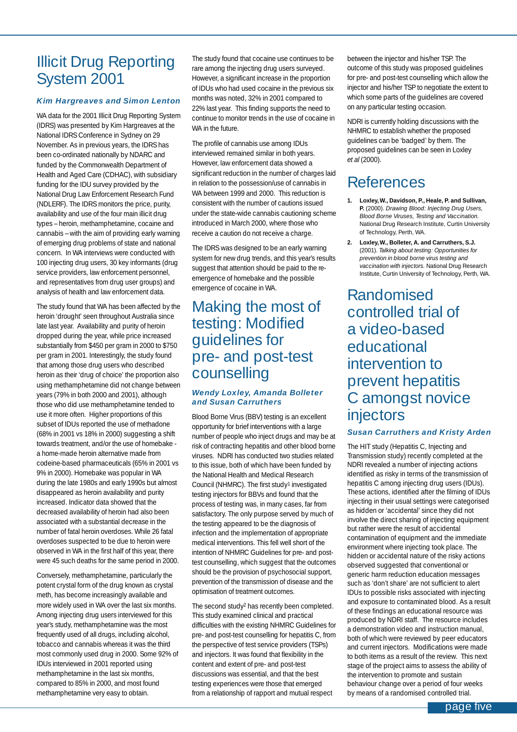# Illicit Drug Reporting System 2001

***Kim Hargreaves and Simon Lenton***

WA data for the 2001 Illicit Drug Reporting System (IDRS) was presented by Kim Hargreaves at the National IDRS Conference in Sydney on 29 November. As in previous years, the IDRS has been co-ordinated nationally by NDARC and funded by the Commonwealth Department of Health and Aged Care (CDHAC), with subsidiary funding for the IDU survey provided by the National Drug Law Enforcement Research Fund (NDLERF). The IDRS monitors the price, purity, availability and use of the four main illicit drug types – heroin, methamphetamine, cocaine and cannabis – with the aim of providing early warning of emerging drug problems of state and national concern. In WA interviews were conducted with 100 injecting drug users, 30 key informants (drug service providers, law enforcement personnel, and representatives from drug user groups) and analysis of health and law enforcement data.

The study found that WA has been affected by the heroin 'drought' seen throughout Australia since late last year. Availability and purity of heroin dropped during the year, while price increased substantially from $450 per gram in 2000 to $750 per gram in 2001. Interestingly, the study found that among those drug users who described heroin as their 'drug of choice' the proportion also using methamphetamine did not change between years (79% in both 2000 and 2001), although those who did use methamphetamine tended to use it more often. Higher proportions of this subset of IDUs reported the use of methadone (68% in 2001 vs 18% in 2000) suggesting a shift towards treatment, and/or the use of homebake - a home-made heroin alternative made from codeine-based pharmaceuticals (65% in 2001 vs 9% in 2000). Homebake was popular in WA during the late 1980s and early 1990s but almost disappeared as heroin availability and purity increased. Indicator data showed that the decreased availability of heroin had also been associated with a substantial decrease in the number of fatal heroin overdoses. While 26 fatal overdoses suspected to be due to heroin were observed in WA in the first half of this year, there were 45 such deaths for the same period in 2000.

Conversely, methamphetamine, particularly the potent crystal form of the drug known as crystal meth, has become increasingly available and more widely used in WA over the last six months. Among injecting drug users interviewed for this year's study, methamphetamine was the most frequently used of all drugs, including alcohol, tobacco and cannabis whereas it was the third most commonly used drug in 2000. Some 92% of IDUs interviewed in 2001 reported using methamphetamine in the last six months, compared to 85% in 2000, and most found methamphetamine very easy to obtain.

The study found that cocaine use continues to be rare among the injecting drug users surveyed. However, a significant increase in the proportion of IDUs who had used cocaine in the previous six months was noted, 32% in 2001 compared to 22% last year. This finding supports the need to continue to monitor trends in the use of cocaine in WA in the future.

The profile of cannabis use among IDUs interviewed remained similar in both years. However, law enforcement data showed a significant reduction in the number of charges laid in relation to the possession/use of cannabis in WA between 1999 and 2000. This reduction is consistent with the number of cautions issued under the state-wide cannabis cautioning scheme introduced in March 2000, where those who receive a caution do not receive a charge.

The IDRS was designed to be an early warning system for new drug trends, and this year's results suggest that attention should be paid to the re-emergence of homebake and the possible emergence of cocaine in WA.

# Making the most of testing: Modified guidelines for pre- and post-test counselling

***Wendy Loxley, Amanda Bolleter and Susan Carruthers***

Blood Borne Virus (BBV) testing is an excellent opportunity for brief interventions with a large number of people who inject drugs and may be at risk of contracting hepatitis and other blood borne viruses. NDRI has conducted two studies related to this issue, both of which have been funded by the National Health and Medical Research Council (NHMRC). The first study[1] investigated testing injectors for BBVs and found that the process of testing was, in many cases, far from satisfactory. The only purpose served by much of the testing appeared to be the diagnosis of infection and the implementation of appropriate medical interventions. This fell well short of the intention of NHMRC Guidelines for pre- and post-test counselling, which suggest that the outcomes should be the provision of psychosocial support, prevention of the transmission of disease and the optimisation of treatment outcomes.

The second study[2] has recently been completed. This study examined clinical and practical difficulties with the existing NHMRC Guidelines for pre- and post-test counselling for hepatitis C, from the perspective of test service providers (TSPs) and injectors. It was found that flexibility in the content and extent of pre- and post-test discussions was essential, and that the best testing experiences were those that emerged from a relationship of rapport and mutual respect between the injector and his/her TSP. The outcome of this study was proposed guidelines for pre- and post-test counselling which allow the injector and his/her TSP to negotiate the extent to which some parts of the guidelines are covered on any particular testing occasion.

NDRI is currently holding discussions with the NHMRC to establish whether the proposed guidelines can be 'badged' by them. The proposed guidelines can be seen in Loxley *et al* (2000).

# References

1. **Loxley, W., Davidson, P., Heale, P. and Sullivan, P.** (2000). *Drawing Blood: Injecting Drug Users, Blood Borne Viruses, Testing and Vaccination.* National Drug Research Institute, Curtin University of Technology, Perth, WA.
2. **Loxley, W., Bolleter, A. and Carruthers, S.J.** (2001). *Talking about testing: Opportunities for prevention in blood borne virus testing and vaccination with injectors.* National Drug Research Institute, Curtin University of Technology, Perth, WA.

# Randomised controlled trial of a video-based educational intervention to prevent hepatitis C amongst novice injectors

***Susan Carruthers and Kristy Arden***

The HIT study (Hepatitis C, Injecting and Transmission study) recently completed at the NDRI revealed a number of injecting actions identified as risky in terms of the transmission of hepatitis C among injecting drug users (IDUs). These actions, identified after the filming of IDUs injecting in their usual settings were categorised as hidden or 'accidental' since they did not involve the direct sharing of injecting equipment but rather were the result of accidental contamination of equipment and the immediate environment where injecting took place. The hidden or accidental nature of the risky actions observed suggested that conventional or generic harm reduction education messages such as 'don't share' are not sufficient to alert IDUs to possible risks associated with injecting and exposure to contaminated blood. As a result of these findings an educational resource was produced by NDRI staff. The resource includes a demonstration video and instruction manual, both of which were reviewed by peer educators and current injectors. Modifications were made to both items as a result of the review. This next stage of the project aims to assess the ability of the intervention to promote and sustain behaviour change over a period of four weeks by means of a randomised controlled trial.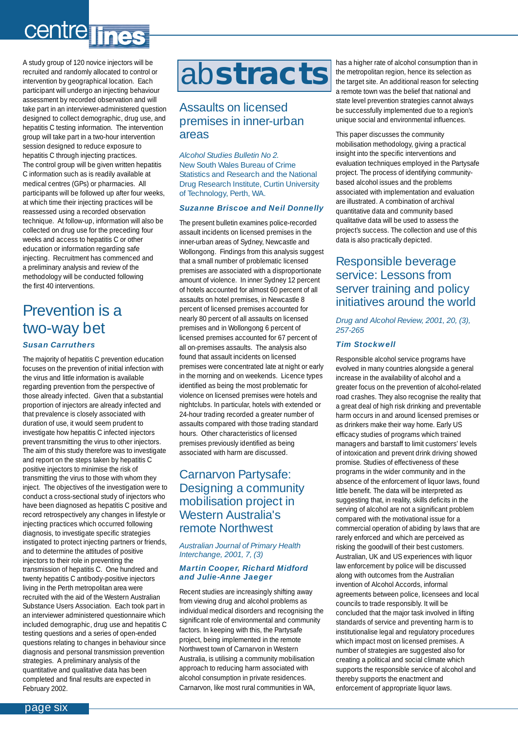A study group of 120 novice injectors will be recruited and randomly allocated to control or intervention by geographical location. Each participant will undergo an injecting behaviour assessment by recorded observation and will take part in an interviewer-administered question designed to collect demographic, drug use, and hepatitis C testing information. The intervention group will take part in a two-hour intervention session designed to reduce exposure to hepatitis C through injecting practices. The control group will be given written hepatitis C information such as is readily available at medical centres (GPs) or pharmacies. All participants will be followed up after four weeks, at which time their injecting practices will be reassessed using a recorded observation technique. At follow-up, information will also be collected on drug use for the preceding four weeks and access to hepatitis C or other education or information regarding safe injecting. Recruitment has commenced and a preliminary analysis and review of the methodology will be conducted following the first 40 interventions.

## Prevention is a two-way bet

***Susan Carruthers***

The majority of hepatitis C prevention education focuses on the prevention of initial infection with the virus and little information is available regarding prevention from the perspective of those already infected. Given that a substantial proportion of injectors are already infected and that prevalence is closely associated with duration of use, it would seem prudent to investigate how hepatitis C infected injectors prevent transmitting the virus to other injectors. The aim of this study therefore was to investigate and report on the steps taken by hepatitis C positive injectors to minimise the risk of transmitting the virus to those with whom they inject. The objectives of the investigation were to conduct a cross-sectional study of injectors who have been diagnosed as hepatitis C positive and record retrospectively any changes in lifestyle or injecting practices which occurred following diagnosis, to investigate specific strategies instigated to protect injecting partners or friends, and to determine the attitudes of positive injectors to their role in preventing the transmission of hepatitis C. One hundred and twenty hepatitis C antibody-positive injectors living in the Perth metropolitan area were recruited with the aid of the Western Australian Substance Users Association. Each person took part in an interviewer administered questionnaire which included demographic, drug use and hepatitis C testing questions and a series of open-ended questions relating to changes in behaviour since diagnosis and personal transmission prevention strategies. A preliminary analysis of the quantitative and qualitative data has been completed and final results are expected in February 2002.

# abstracts

## Assaults on licensed premises in inner-urban areas

*Alcohol Studies Bulletin No 2.*
New South Wales Bureau of Crime Statistics and Research and the National Drug Research Institute, Curtin University of Technology, Perth, WA.

***Suzanne Briscoe and Neil Donnelly***

The present bulletin examines police-recorded assault incidents on licensed premises in the inner-urban areas of Sydney, Newcastle and Wollongong. Findings from this analysis suggest that a small number of problematic licensed premises are associated with a disproportionate amount of violence. In inner Sydney 12 percent of hotels accounted for almost 60 percent of all assaults on hotel premises, in Newcastle 8 percent of licensed premises accounted for nearly 80 percent of all assaults on licensed premises and in Wollongong 6 percent of licensed premises accounted for 67 percent of all on-premises assaults. The analysis also found that assault incidents on licensed premises were concentrated late at night or early in the morning and on weekends. Licence types identified as being the most problematic for violence on licensed premises were hotels and nightclubs. In particular, hotels with extended or 24-hour trading recorded a greater number of assaults compared with those trading standard hours. Other characteristics of licensed premises previously identified as being associated with harm are discussed.

## Carnarvon Partysafe: Designing a community mobilisation project in Western Australia's remote Northwest

*Australian Journal of Primary Health Interchange, 2001, 7, (3)*

***Martin Cooper, Richard Midford and Julie-Anne Jaeger***

Recent studies are increasingly shifting away from viewing drug and alcohol problems as individual medical disorders and recognising the significant role of environmental and community factors. In keeping with this, the Partysafe project, being implemented in the remote Northwest town of Carnarvon in Western Australia, is utilising a community mobilisation approach to reducing harm associated with alcohol consumption in private residences. Carnarvon, like most rural communities in WA, has a higher rate of alcohol consumption than in the metropolitan region, hence its selection as the target site. An additional reason for selecting a remote town was the belief that national and state level prevention strategies cannot always be successfully implemented due to a region's unique social and environmental influences.

This paper discusses the community mobilisation methodology, giving a practical insight into the specific interventions and evaluation techniques employed in the Partysafe project. The process of identifying community-based alcohol issues and the problems associated with implementation and evaluation are illustrated. A combination of archival quantitative data and community based qualitative data will be used to assess the project's success. The collection and use of this data is also practically depicted.

## Responsible beverage service: Lessons from server training and policy initiatives around the world

*Drug and Alcohol Review, 2001, 20, (3), 257-265*

***Tim Stockwell***

Responsible alcohol service programs have evolved in many countries alongside a general increase in the availability of alcohol and a greater focus on the prevention of alcohol-related road crashes. They also recognise the reality that a great deal of high risk drinking and preventable harm occurs in and around licensed premises or as drinkers make their way home. Early US efficacy studies of programs which trained managers and barstaff to limit customers' levels of intoxication and prevent drink driving showed promise. Studies of effectiveness of these programs in the wider community and in the absence of the enforcement of liquor laws, found little benefit. The data will be interpreted as suggesting that, in reality, skills deficits in the serving of alcohol are not a significant problem compared with the motivational issue for a commercial operation of abiding by laws that are rarely enforced and which are perceived as risking the goodwill of their best customers. Australian, UK and US experiences with liquor law enforcement by police will be discussed along with outcomes from the Australian invention of Alcohol Accords, informal agreements between police, licensees and local councils to trade responsibly. It will be concluded that the major task involved in lifting standards of service and preventing harm is to institutionalise legal and regulatory procedures which impact most on licensed premises. A number of strategies are suggested also for creating a political and social climate which supports the responsible service of alcohol and thereby supports the enactment and enforcement of appropriate liquor laws.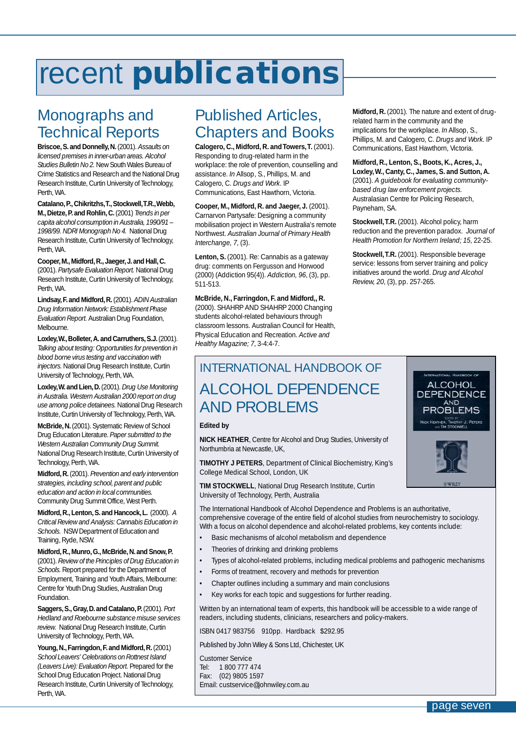# recent **publications**

## Monographs and Technical Reports

**Briscoe, S. and Donnelly, N.** (2001). *Assaults on licensed premises in inner-urban areas. Alcohol Studies Bulletin No 2.* New South Wales Bureau of Crime Statistics and Research and the National Drug Research Institute, Curtin University of Technology, Perth, WA.

**Catalano, P., Chikritzhs, T., Stockwell, T.R., Webb, M., Dietze, P. and Rohlin, C.** (2001) *Trends in per capita alcohol consumption in Australia, 1990/91 – 1998/99. NDRI Monograph No 4.* National Drug Research Institute, Curtin University of Technology, Perth, WA.

**Cooper, M., Midford, R., Jaeger, J. and Hall, C.** (2001). *Partysafe Evaluation Report.* National Drug Research Institute, Curtin University of Technology, Perth, WA.

**Lindsay, F. and Midford, R.** (2001). *ADIN Australian Drug Information Network: Establishment Phase Evaluation Report.* Australian Drug Foundation, Melbourne.

**Loxley, W., Bolleter, A. and Carruthers, S.J.** (2001). *Talking about testing: Opportunities for prevention in blood borne virus testing and vaccination with injectors.* National Drug Research Institute, Curtin University of Technology, Perth, WA.

**Loxley, W. and Lien, D.** (2001). *Drug Use Monitoring in Australia. Western Australian 2000 report on drug use among police detainees.* National Drug Research Institute, Curtin University of Technology, Perth, WA.

**McBride, N.** (2001). Systematic Review of School Drug Education Literature. *Paper submitted to the Western Australian Community Drug Summit.* National Drug Research Institute, Curtin University of Technology, Perth, WA.

**Midford, R.** (2001). *Prevention and early intervention strategies, including school, parent and public education and action in local communities.* Community Drug Summit Office, West Perth.

**Midford, R., Lenton, S. and Hancock, L.** (2000). *A Critical Review and Analysis: Cannabis Education in Schools.* NSW Department of Education and Training, Ryde, NSW.

**Midford, R., Munro, G., McBride, N. and Snow, P.** (2001). *Review of the Principles of Drug Education in Schools.* Report prepared for the Department of Employment, Training and Youth Affairs, Melbourne: Centre for Youth Drug Studies, Australian Drug Foundation.

**Saggers, S., Gray, D. and Catalano, P.** (2001). *Port Hedland and Roebourne substance misuse services review.* National Drug Research Institute, Curtin University of Technology, Perth, WA.

**Young, N., Farringdon, F. and Midford, R.** (2001) *School Leavers' Celebrations on Rottnest Island (Leavers Live): Evaluation Report.* Prepared for the School Drug Education Project. National Drug Research Institute, Curtin University of Technology, Perth, WA.

## Published Articles, Chapters and Books

**Calogero, C., Midford, R. and Towers, T.** (2001). Responding to drug-related harm in the workplace: the role of prevention, counselling and assistance. *In* Allsop, S., Phillips, M. and Calogero, C. *Drugs and Work*. IP Communications, East Hawthorn, Victoria.

**Cooper, M., Midford, R. and Jaeger, J.** (2001). Carnarvon Partysafe: Designing a community mobilisation project in Western Australia's remote Northwest. *Australian Journal of Primary Health Interchange, 7*, (3).

**Lenton, S.** (2001). Re: Cannabis as a gateway drug: comments on Fergusson and Horwood (2000) (Addiction 95(4)). *Addiction, 96*, (3), pp. 511-513.

**McBride, N., Farringdon, F. and Midford,, R.** (2000). SHAHRP AND SHAHRP 2000 Changing students alcohol-related behaviours through classroom lessons. Australian Council for Health, Physical Education and Recreation. *Active and Healthy Magazine; 7*, 3-4:4-7.

**Midford, R.** (2001). The nature and extent of drug-related harm in the community and the implications for the workplace. *In* Allsop, S., Phillips, M. and Calogero, C. *Drugs and Work.* IP Communications, East Hawthorn, Victoria.

**Midford, R., Lenton, S., Boots, K., Acres, J., Loxley, W., Canty, C., James, S. and Sutton, A.** (2001). *A guidebook for evaluating community-based drug law enforcement projects.* Australasian Centre for Policing Research, Payneham, SA.

**Stockwell, T.R.** (2001). Alcohol policy, harm reduction and the prevention paradox. *Journal of Health Promotion for Northern Ireland; 15*, 22-25.

**Stockwell, T.R.** (2001). Responsible beverage service: lessons from server training and policy initiatives around the world. *Drug and Alcohol Review, 20*, (3), pp. 257-265.

## INTERNATIONAL HANDBOOK OF ALCOHOL DEPENDENCE AND PROBLEMS

**Edited by**

**NICK HEATHER**, Centre for Alcohol and Drug Studies, University of Northumbria at Newcastle, UK,

**TIMOTHY J PETERS**, Department of Clinical Biochemistry, King's College Medical School, London, UK

**TIM STOCKWELL**, National Drug Research Institute, Curtin University of Technology, Perth, Australia

The International Handbook of Alcohol Dependence and Problems is an authoritative, comprehensive coverage of the entire field of alcohol studies from neurochemistry to sociology. With a focus on alcohol dependence and alcohol-related problems, key contents include:

- Basic mechanisms of alcohol metabolism and dependence
- Theories of drinking and drinking problems
- Types of alcohol-related problems, including medical problems and pathogenic mechanisms
- Forms of treatment, recovery and methods for prevention
- Chapter outlines including a summary and main conclusions
- Key works for each topic and suggestions for further reading.

Written by an international team of experts, this handbook will be accessible to a wide range of readers, including students, clinicians, researchers and policy-makers.

ISBN 0417 983756   910pp.   Hardback   $292.95

Published by John Wiley & Sons Ltd, Chichester, UK

Customer Service
Tel: 1 800 777 474
Fax: (02) 9805 1597
Email: custservice@johnwiley.com.au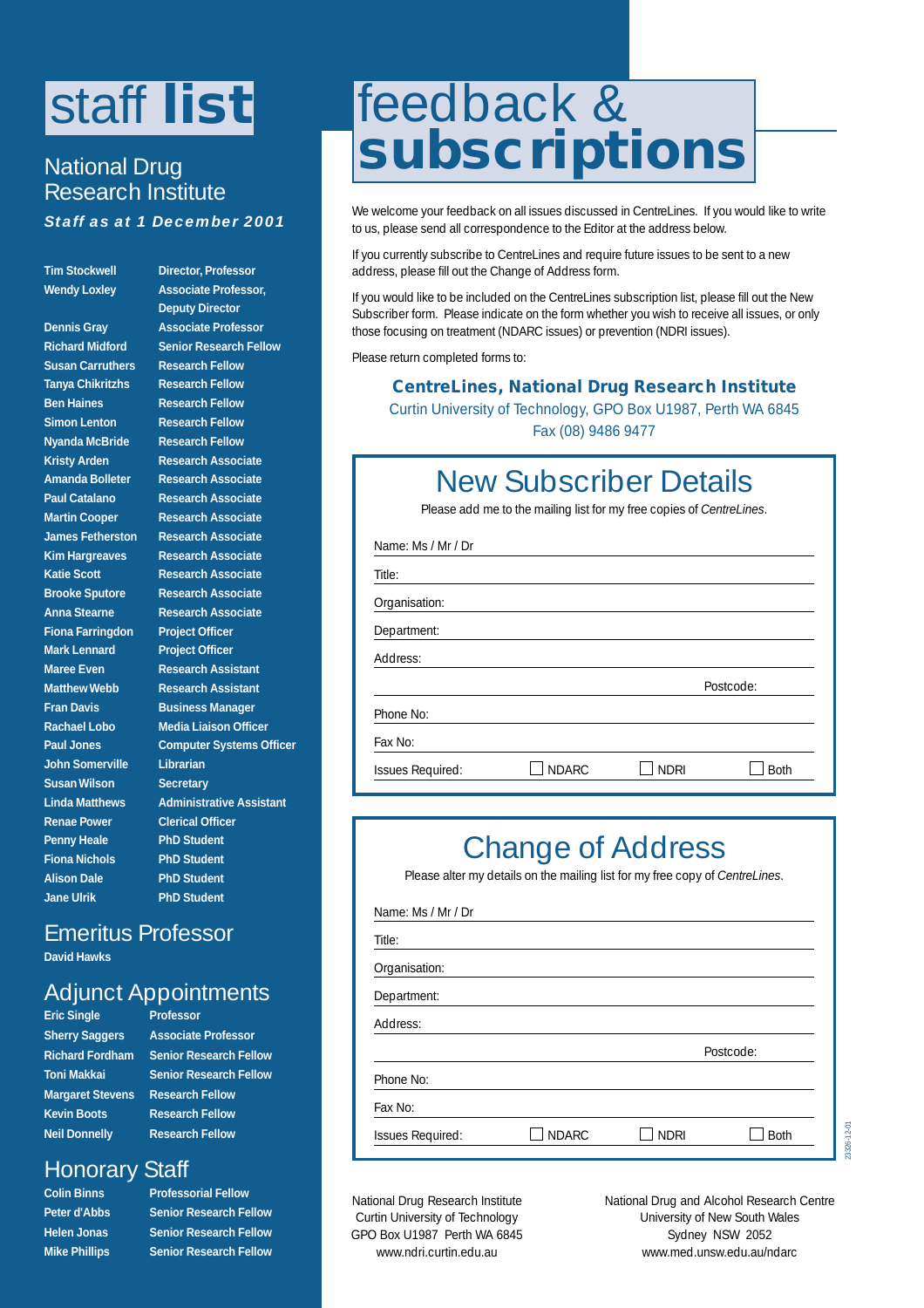# staff list

## National Drug Research Institute

***Staff as at 1 December 2001***

| | |
|---|---|
| **Tim Stockwell** | **Director, Professor** |
| **Wendy Loxley** | **Associate Professor, Deputy Director** |
| **Dennis Gray** | **Associate Professor** |
| **Richard Midford** | **Senior Research Fellow** |
| **Susan Carruthers** | **Research Fellow** |
| **Tanya Chikritzhs** | **Research Fellow** |
| **Ben Haines** | **Research Fellow** |
| **Simon Lenton** | **Research Fellow** |
| **Nyanda McBride** | **Research Fellow** |
| **Kristy Arden** | **Research Associate** |
| **Amanda Bolleter** | **Research Associate** |
| **Paul Catalano** | **Research Associate** |
| **Martin Cooper** | **Research Associate** |
| **James Fetherston** | **Research Associate** |
| **Kim Hargreaves** | **Research Associate** |
| **Katie Scott** | **Research Associate** |
| **Brooke Sputore** | **Research Associate** |
| **Anna Stearne** | **Research Associate** |
| **Fiona Farringdon** | **Project Officer** |
| **Mark Lennard** | **Project Officer** |
| **Maree Even** | **Research Assistant** |
| **Matthew Webb** | **Research Assistant** |
| **Fran Davis** | **Business Manager** |
| **Rachael Lobo** | **Media Liaison Officer** |
| **Paul Jones** | **Computer Systems Officer** |
| **John Somerville** | **Librarian** |
| **Susan Wilson** | **Secretary** |
| **Linda Matthews** | **Administrative Assistant** |
| **Renae Power** | **Clerical Officer** |
| **Penny Heale** | **PhD Student** |
| **Fiona Nichols** | **PhD Student** |
| **Alison Dale** | **PhD Student** |
| **Jane Ulrik** | **PhD Student** |

## Emeritus Professor

**David Hawks**

## Adjunct Appointments

| | |
|---|---|
| **Eric Single** | **Professor** |
| **Sherry Saggers** | **Associate Professor** |
| **Richard Fordham** | **Senior Research Fellow** |
| **Toni Makkai** | **Senior Research Fellow** |
| **Margaret Stevens** | **Research Fellow** |
| **Kevin Boots** | **Research Fellow** |
| **Neil Donnelly** | **Research Fellow** |

## Honorary Staff

| | |
|---|---|
| **Colin Binns** | **Professorial Fellow** |
| **Peter d'Abbs** | **Senior Research Fellow** |
| **Helen Jonas** | **Senior Research Fellow** |
| **Mike Phillips** | **Senior Research Fellow** |

# feedback & subscriptions

We welcome your feedback on all issues discussed in CentreLines. If you would like to write to us, please send all correspondence to the Editor at the address below.

If you currently subscribe to CentreLines and require future issues to be sent to a new address, please fill out the Change of Address form.

If you would like to be included on the CentreLines subscription list, please fill out the New Subscriber form. Please indicate on the form whether you wish to receive all issues, or only those focusing on treatment (NDARC issues) or prevention (NDRI issues).

Please return completed forms to:

**CentreLines, National Drug Research Institute**
Curtin University of Technology, GPO Box U1987, Perth WA 6845
Fax (08) 9486 9477

## New Subscriber Details

Please add me to the mailing list for my free copies of *CentreLines*.

Name: Ms / Mr / Dr

Title:

Organisation:

Department:

Address:

Postcode:

Phone No:

Fax No:

Issues Required: ☐ NDARC ☐ NDRI ☐ Both

## Change of Address

Please alter my details on the mailing list for my free copy of *CentreLines*.

Name: Ms / Mr / Dr

Title:

Organisation:

Department:

Address:

Postcode:

Phone No:

Fax No:

Issues Required: ☐ NDARC ☐ NDRI ☐ Both

National Drug Research Institute
Curtin University of Technology
GPO Box U1987 Perth WA 6845
www.ndri.curtin.edu.au

National Drug and Alcohol Research Centre
University of New South Wales
Sydney NSW 2052
www.med.unsw.edu.au/ndarc

23326-12-01